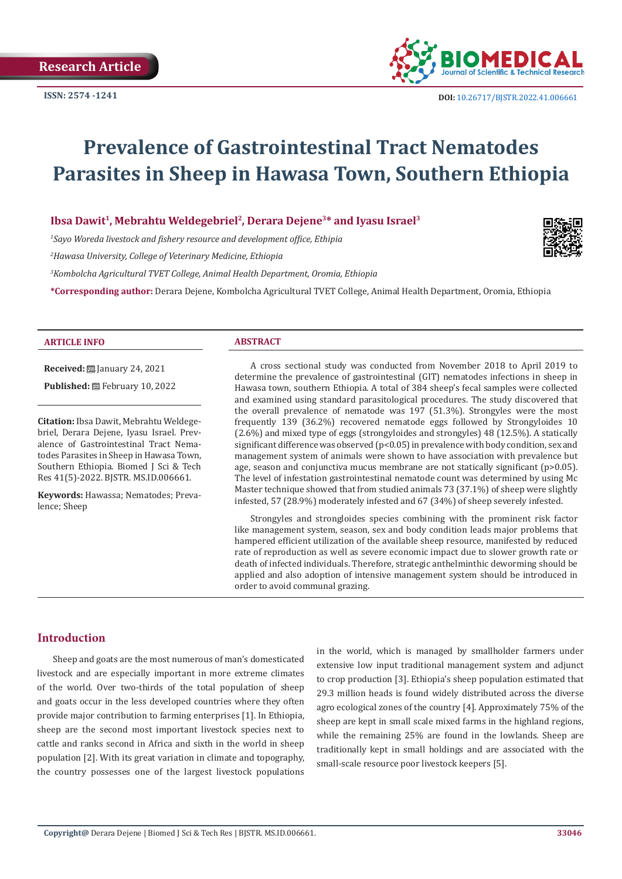Research Article

ISSN: 2574 -1241

DOI: 10.26717/BJSTR.2022.41.006661

# Prevalence of Gastrointestinal Tract Nematodes Parasites in Sheep in Hawasa Town, Southern Ethiopia

**Ibsa Dawit[1], Mebrahtu Weldegebriel[2], Derara Dejene[3]\* and Iyasu Israel[3]**

[1]*Sayo Woreda livestock and fishery resource and development office, Ethipia*

[2]*Hawasa University, College of Veterinary Medicine, Ethiopia*

[3]*Kombolcha Agricultural TVET College, Animal Health Department, Oromia, Ethiopia*

**\*Corresponding author:** Derara Dejene, Kombolcha Agricultural TVET College, Animal Health Department, Oromia, Ethiopia

## ARTICLE INFO

**Received:** January 24, 2021

**Published:** February 10, 2022

**Citation:** Ibsa Dawit, Mebrahtu Weldegebriel, Derara Dejene, Iyasu Israel. Prevalence of Gastrointestinal Tract Nematodes Parasites in Sheep in Hawasa Town, Southern Ethiopia. Biomed J Sci & Tech Res 41(5)-2022. BJSTR. MS.ID.006661.

**Keywords:** Hawassa; Nematodes; Prevalence; Sheep

## ABSTRACT

A cross sectional study was conducted from November 2018 to April 2019 to determine the prevalence of gastrointestinal (GIT) nematodes infections in sheep in Hawasa town, southern Ethiopia. A total of 384 sheep's fecal samples were collected and examined using standard parasitological procedures. The study discovered that the overall prevalence of nematode was 197 (51.3%). Strongyles were the most frequently 139 (36.2%) recovered nematode eggs followed by Strongyloides 10 (2.6%) and mixed type of eggs (strongyloides and strongyles) 48 (12.5%). A statically significant difference was observed ($p<0.05$) in prevalence with body condition, sex and management system of animals were shown to have association with prevalence but age, season and conjunctiva mucus membrane are not statically significant ($p>0.05$). The level of infestation gastrointestinal nematode count was determined by using Mc Master technique showed that from studied animals 73 (37.1%) of sheep were slightly infested, 57 (28.9%) moderately infested and 67 (34%) of sheep severely infested.

Strongyles and strongloides species combining with the prominent risk factor like management system, season, sex and body condition leads major problems that hampered efficient utilization of the available sheep resource, manifested by reduced rate of reproduction as well as severe economic impact due to slower growth rate or death of infected individuals. Therefore, strategic anthelminthic deworming should be applied and also adoption of intensive management system should be introduced in order to avoid communal grazing.

## Introduction

Sheep and goats are the most numerous of man's domesticated livestock and are especially important in more extreme climates of the world. Over two-thirds of the total population of sheep and goats occur in the less developed countries where they often provide major contribution to farming enterprises [1]. In Ethiopia, sheep are the second most important livestock species next to cattle and ranks second in Africa and sixth in the world in sheep population [2]. With its great variation in climate and topography, the country possesses one of the largest livestock populations in the world, which is managed by smallholder farmers under extensive low input traditional management system and adjunct to crop production [3]. Ethiopia's sheep population estimated that 29.3 million heads is found widely distributed across the diverse agro ecological zones of the country [4]. Approximately 75% of the sheep are kept in small scale mixed farms in the highland regions, while the remaining 25% are found in the lowlands. Sheep are traditionally kept in small holdings and are associated with the small-scale resource poor livestock keepers [5].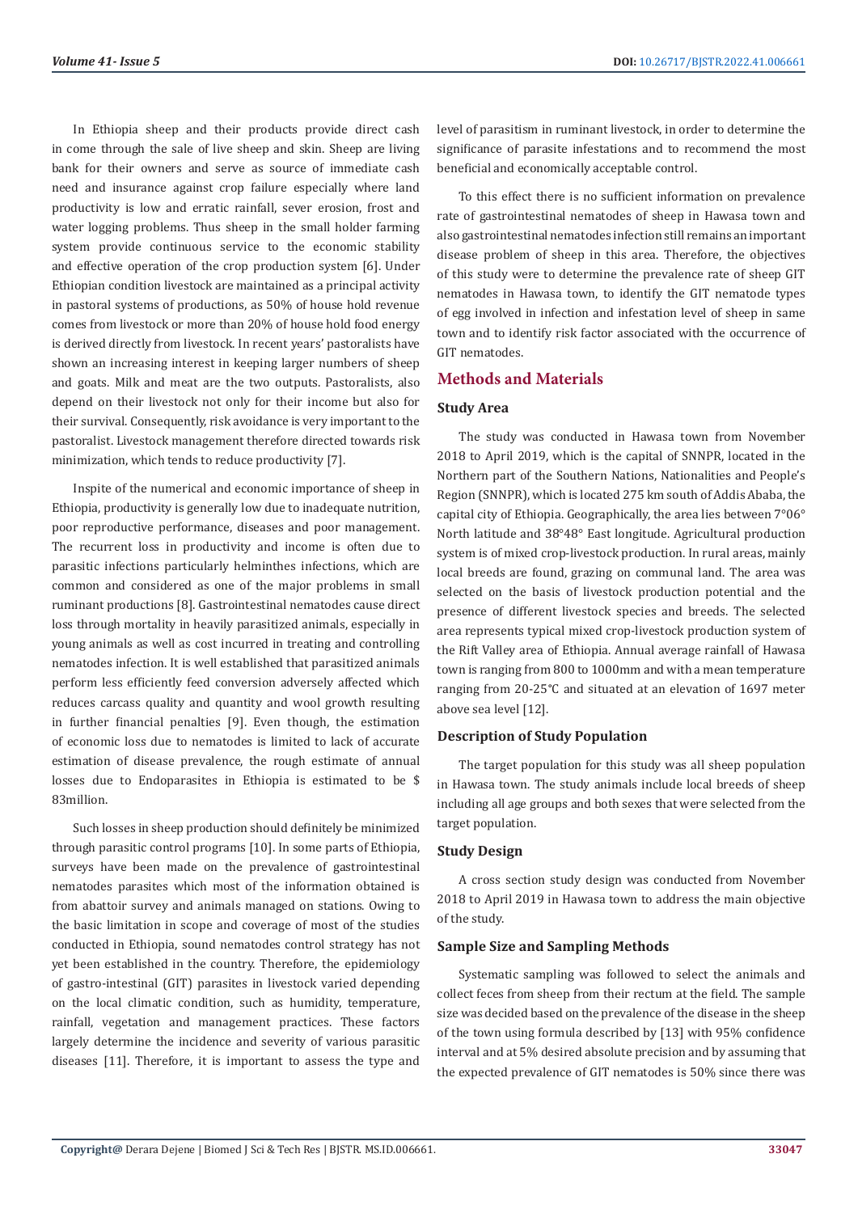In Ethiopia sheep and their products provide direct cash in come through the sale of live sheep and skin. Sheep are living bank for their owners and serve as source of immediate cash need and insurance against crop failure especially where land productivity is low and erratic rainfall, sever erosion, frost and water logging problems. Thus sheep in the small holder farming system provide continuous service to the economic stability and effective operation of the crop production system [6]. Under Ethiopian condition livestock are maintained as a principal activity in pastoral systems of productions, as 50% of house hold revenue comes from livestock or more than 20% of house hold food energy is derived directly from livestock. In recent years' pastoralists have shown an increasing interest in keeping larger numbers of sheep and goats. Milk and meat are the two outputs. Pastoralists, also depend on their livestock not only for their income but also for their survival. Consequently, risk avoidance is very important to the pastoralist. Livestock management therefore directed towards risk minimization, which tends to reduce productivity [7].

Inspite of the numerical and economic importance of sheep in Ethiopia, productivity is generally low due to inadequate nutrition, poor reproductive performance, diseases and poor management. The recurrent loss in productivity and income is often due to parasitic infections particularly helminthes infections, which are common and considered as one of the major problems in small ruminant productions [8]. Gastrointestinal nematodes cause direct loss through mortality in heavily parasitized animals, especially in young animals as well as cost incurred in treating and controlling nematodes infection. It is well established that parasitized animals perform less efficiently feed conversion adversely affected which reduces carcass quality and quantity and wool growth resulting in further financial penalties [9]. Even though, the estimation of economic loss due to nematodes is limited to lack of accurate estimation of disease prevalence, the rough estimate of annual losses due to Endoparasites in Ethiopia is estimated to be $ 83million.

Such losses in sheep production should definitely be minimized through parasitic control programs [10]. In some parts of Ethiopia, surveys have been made on the prevalence of gastrointestinal nematodes parasites which most of the information obtained is from abattoir survey and animals managed on stations. Owing to the basic limitation in scope and coverage of most of the studies conducted in Ethiopia, sound nematodes control strategy has not yet been established in the country. Therefore, the epidemiology of gastro-intestinal (GIT) parasites in livestock varied depending on the local climatic condition, such as humidity, temperature, rainfall, vegetation and management practices. These factors largely determine the incidence and severity of various parasitic diseases [11]. Therefore, it is important to assess the type and level of parasitism in ruminant livestock, in order to determine the significance of parasite infestations and to recommend the most beneficial and economically acceptable control.

To this effect there is no sufficient information on prevalence rate of gastrointestinal nematodes of sheep in Hawasa town and also gastrointestinal nematodes infection still remains an important disease problem of sheep in this area. Therefore, the objectives of this study were to determine the prevalence rate of sheep GIT nematodes in Hawasa town, to identify the GIT nematode types of egg involved in infection and infestation level of sheep in same town and to identify risk factor associated with the occurrence of GIT nematodes.

## Methods and Materials

### Study Area

The study was conducted in Hawasa town from November 2018 to April 2019, which is the capital of SNNPR, located in the Northern part of the Southern Nations, Nationalities and People's Region (SNNPR), which is located 275 km south of Addis Ababa, the capital city of Ethiopia. Geographically, the area lies between 7°06° North latitude and 38°48° East longitude. Agricultural production system is of mixed crop-livestock production. In rural areas, mainly local breeds are found, grazing on communal land. The area was selected on the basis of livestock production potential and the presence of different livestock species and breeds. The selected area represents typical mixed crop-livestock production system of the Rift Valley area of Ethiopia. Annual average rainfall of Hawasa town is ranging from 800 to 1000mm and with a mean temperature ranging from 20-25°C and situated at an elevation of 1697 meter above sea level [12].

### Description of Study Population

The target population for this study was all sheep population in Hawasa town. The study animals include local breeds of sheep including all age groups and both sexes that were selected from the target population.

### Study Design

A cross section study design was conducted from November 2018 to April 2019 in Hawasa town to address the main objective of the study.

### Sample Size and Sampling Methods

Systematic sampling was followed to select the animals and collect feces from sheep from their rectum at the field. The sample size was decided based on the prevalence of the disease in the sheep of the town using formula described by [13] with 95% confidence interval and at 5% desired absolute precision and by assuming that the expected prevalence of GIT nematodes is 50% since there was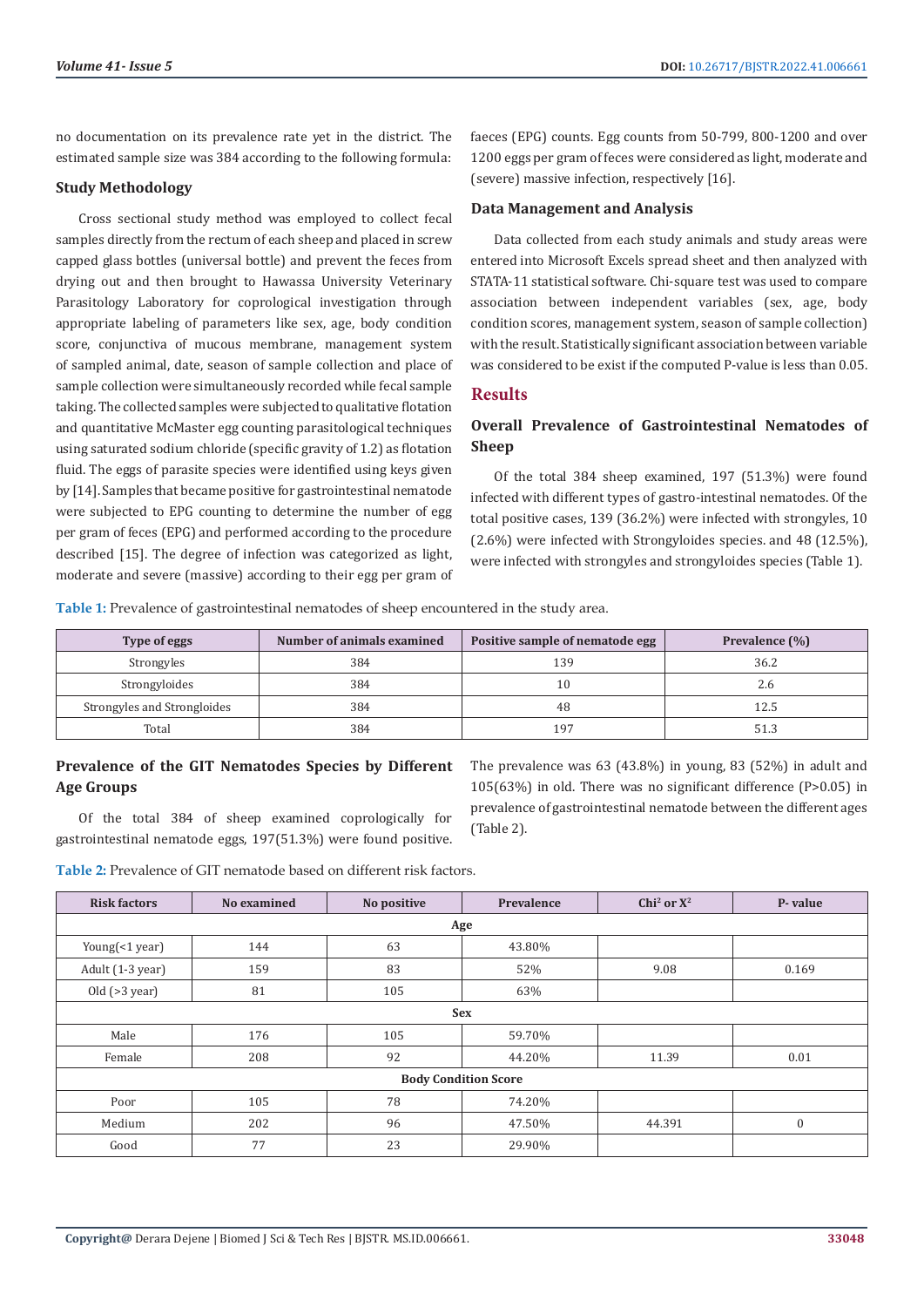no documentation on its prevalence rate yet in the district. The estimated sample size was 384 according to the following formula:

### Study Methodology

Cross sectional study method was employed to collect fecal samples directly from the rectum of each sheep and placed in screw capped glass bottles (universal bottle) and prevent the feces from drying out and then brought to Hawassa University Veterinary Parasitology Laboratory for coprological investigation through appropriate labeling of parameters like sex, age, body condition score, conjunctiva of mucous membrane, management system of sampled animal, date, season of sample collection and place of sample collection were simultaneously recorded while fecal sample taking. The collected samples were subjected to qualitative flotation and quantitative McMaster egg counting parasitological techniques using saturated sodium chloride (specific gravity of 1.2) as flotation fluid. The eggs of parasite species were identified using keys given by [14]. Samples that became positive for gastrointestinal nematode were subjected to EPG counting to determine the number of egg per gram of feces (EPG) and performed according to the procedure described [15]. The degree of infection was categorized as light, moderate and severe (massive) according to their egg per gram of faeces (EPG) counts. Egg counts from 50-799, 800-1200 and over 1200 eggs per gram of feces were considered as light, moderate and (severe) massive infection, respectively [16].

### Data Management and Analysis

Data collected from each study animals and study areas were entered into Microsoft Excels spread sheet and then analyzed with STATA-11 statistical software. Chi-square test was used to compare association between independent variables (sex, age, body condition scores, management system, season of sample collection) with the result. Statistically significant association between variable was considered to be exist if the computed P-value is less than 0.05.

## Results

### Overall Prevalence of Gastrointestinal Nematodes of Sheep

Of the total 384 sheep examined, 197 (51.3%) were found infected with different types of gastro-intestinal nematodes. Of the total positive cases, 139 (36.2%) were infected with strongyles, 10 (2.6%) were infected with Strongyloides species. and 48 (12.5%), were infected with strongyles and strongyloides species (Table 1).

**Table 1:** Prevalence of gastrointestinal nematodes of sheep encountered in the study area.

| Type of eggs | Number of animals examined | Positive sample of nematode egg | Prevalence (%) |
|---|---|---|---|
| Strongyles | 384 | 139 | 36.2 |
| Strongyloides | 384 | 10 | 2.6 |
| Strongyles and Strongloides | 384 | 48 | 12.5 |
| Total | 384 | 197 | 51.3 |

### Prevalence of the GIT Nematodes Species by Different Age Groups

Of the total 384 of sheep examined coprologically for gastrointestinal nematode eggs, 197(51.3%) were found positive. The prevalence was 63 (43.8%) in young, 83 (52%) in adult and 105(63%) in old. There was no significant difference (P>0.05) in prevalence of gastrointestinal nematode between the different ages (Table 2).

**Table 2:** Prevalence of GIT nematode based on different risk factors.

| Risk factors | No examined | No positive | Prevalence | Chi$^2$ or X$^2$ | P- value |
|---|---|---|---|---|---|
| **Age** | | | | | |
| Young(<1 year) | 144 | 63 | 43.80% | | |
| Adult (1-3 year) | 159 | 83 | 52% | 9.08 | 0.169 |
| Old (>3 year) | 81 | 105 | 63% | | |
| **Sex** | | | | | |
| Male | 176 | 105 | 59.70% | | |
| Female | 208 | 92 | 44.20% | 11.39 | 0.01 |
| **Body Condition Score** | | | | | |
| Poor | 105 | 78 | 74.20% | | |
| Medium | 202 | 96 | 47.50% | 44.391 | 0 |
| Good | 77 | 23 | 29.90% | | |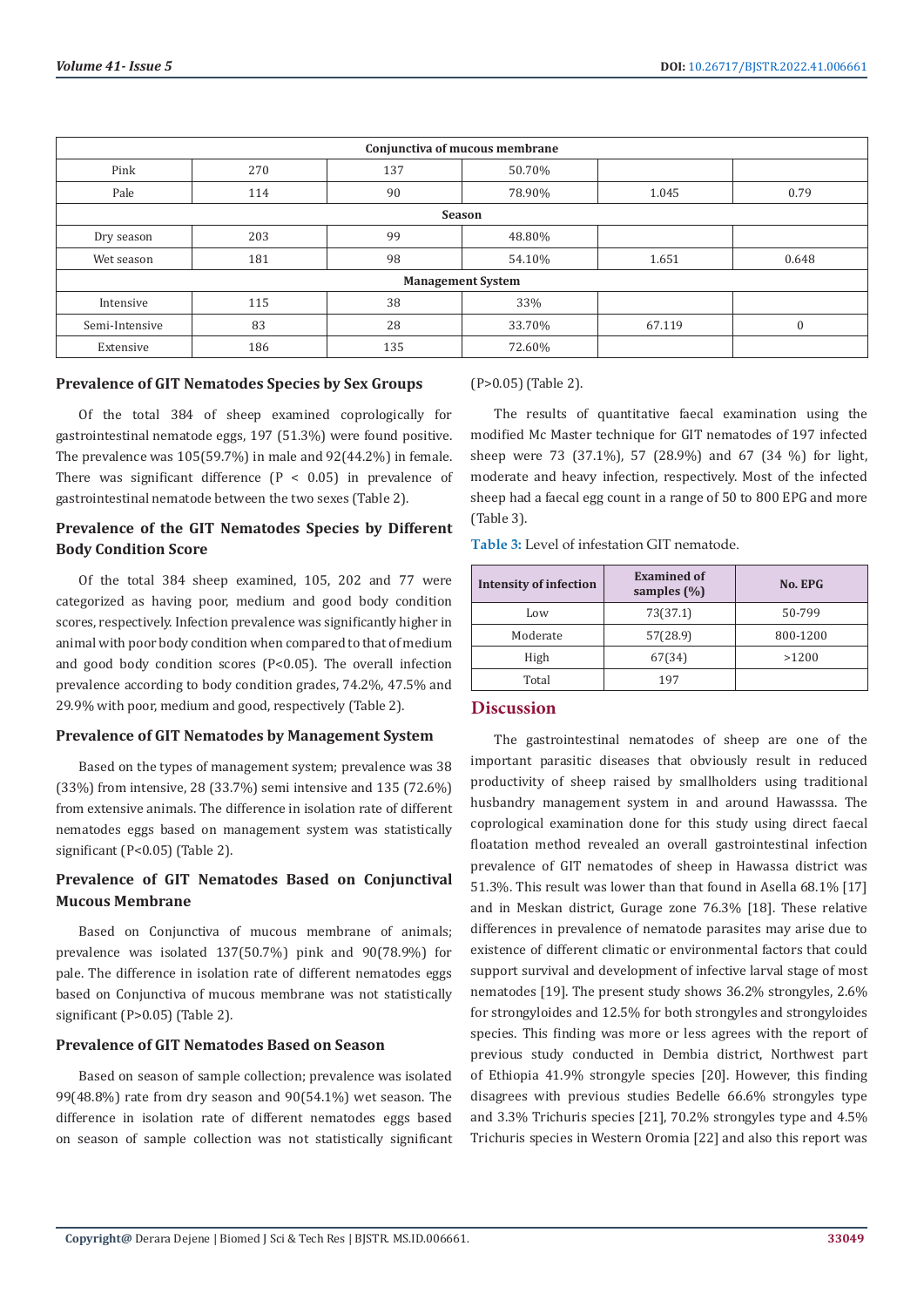| Conjunctiva of mucous membrane | | | | | |
|---|---|---|---|---|---|
| Pink | 270 | 137 | 50.70% | | |
| Pale | 114 | 90 | 78.90% | 1.045 | 0.79 |
| **Season** | | | | | |
| Dry season | 203 | 99 | 48.80% | | |
| Wet season | 181 | 98 | 54.10% | 1.651 | 0.648 |
| **Management System** | | | | | |
| Intensive | 115 | 38 | 33% | | |
| Semi-Intensive | 83 | 28 | 33.70% | 67.119 | 0 |
| Extensive | 186 | 135 | 72.60% | | |

### Prevalence of GIT Nematodes Species by Sex Groups

Of the total 384 of sheep examined coprologically for gastrointestinal nematode eggs, 197 (51.3%) were found positive. The prevalence was 105(59.7%) in male and 92(44.2%) in female. There was significant difference ($P < 0.05$) in prevalence of gastrointestinal nematode between the two sexes (Table 2).

### Prevalence of the GIT Nematodes Species by Different Body Condition Score

Of the total 384 sheep examined, 105, 202 and 77 were categorized as having poor, medium and good body condition scores, respectively. Infection prevalence was significantly higher in animal with poor body condition when compared to that of medium and good body condition scores ($P<0.05$). The overall infection prevalence according to body condition grades, 74.2%, 47.5% and 29.9% with poor, medium and good, respectively (Table 2).

### Prevalence of GIT Nematodes by Management System

Based on the types of management system; prevalence was 38 (33%) from intensive, 28 (33.7%) semi intensive and 135 (72.6%) from extensive animals. The difference in isolation rate of different nematodes eggs based on management system was statistically significant ($P<0.05$) (Table 2).

### Prevalence of GIT Nematodes Based on Conjunctival Mucous Membrane

Based on Conjunctiva of mucous membrane of animals; prevalence was isolated 137(50.7%) pink and 90(78.9%) for pale. The difference in isolation rate of different nematodes eggs based on Conjunctiva of mucous membrane was not statistically significant ($P>0.05$) (Table 2).

### Prevalence of GIT Nematodes Based on Season

Based on season of sample collection; prevalence was isolated 99(48.8%) rate from dry season and 90(54.1%) wet season. The difference in isolation rate of different nematodes eggs based on season of sample collection was not statistically significant ($P>0.05$) (Table 2).

The results of quantitative faecal examination using the modified Mc Master technique for GIT nematodes of 197 infected sheep were 73 (37.1%), 57 (28.9%) and 67 (34 %) for light, moderate and heavy infection, respectively. Most of the infected sheep had a faecal egg count in a range of 50 to 800 EPG and more (Table 3).

**Table 3:** Level of infestation GIT nematode.

| Intensity of infection | Examined of samples (%) | No. EPG |
|---|---|---|
| Low | 73(37.1) | 50-799 |
| Moderate | 57(28.9) | 800-1200 |
| High | 67(34) | >1200 |
| Total | 197 | |

## Discussion

The gastrointestinal nematodes of sheep are one of the important parasitic diseases that obviously result in reduced productivity of sheep raised by smallholders using traditional husbandry management system in and around Hawasssa. The coprological examination done for this study using direct faecal floatation method revealed an overall gastrointestinal infection prevalence of GIT nematodes of sheep in Hawassa district was 51.3%. This result was lower than that found in Asella 68.1% [17] and in Meskan district, Gurage zone 76.3% [18]. These relative differences in prevalence of nematode parasites may arise due to existence of different climatic or environmental factors that could support survival and development of infective larval stage of most nematodes [19]. The present study shows 36.2% strongyles, 2.6% for strongyloides and 12.5% for both strongyles and strongyloides species. This finding was more or less agrees with the report of previous study conducted in Dembia district, Northwest part of Ethiopia 41.9% strongyle species [20]. However, this finding disagrees with previous studies Bedelle 66.6% strongyles type and 3.3% Trichuris species [21], 70.2% strongyles type and 4.5% Trichuris species in Western Oromia [22] and also this report was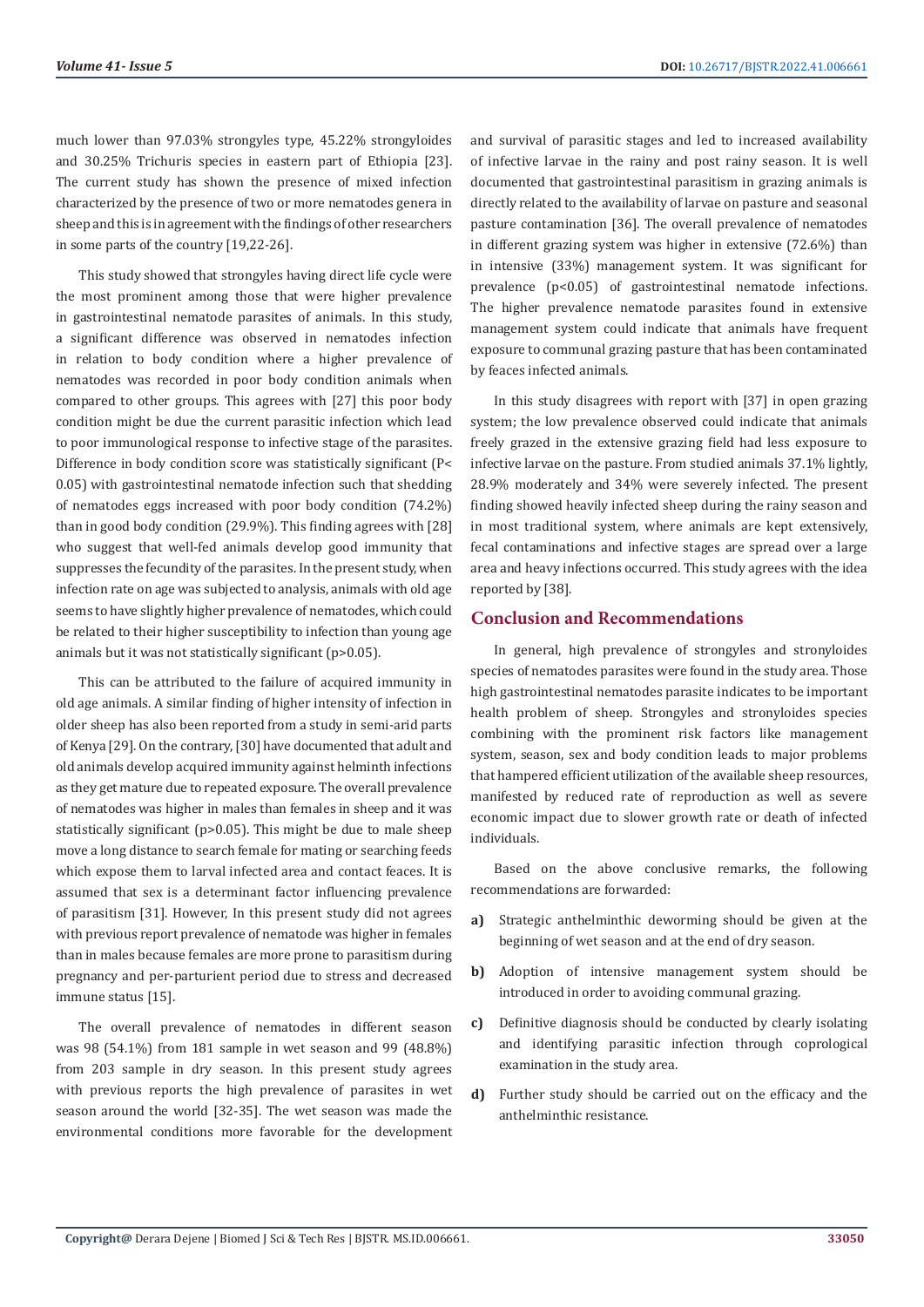much lower than 97.03% strongyles type, 45.22% strongyloides and 30.25% Trichuris species in eastern part of Ethiopia [23]. The current study has shown the presence of mixed infection characterized by the presence of two or more nematodes genera in sheep and this is in agreement with the findings of other researchers in some parts of the country [19,22-26].

This study showed that strongyles having direct life cycle were the most prominent among those that were higher prevalence in gastrointestinal nematode parasites of animals. In this study, a significant difference was observed in nematodes infection in relation to body condition where a higher prevalence of nematodes was recorded in poor body condition animals when compared to other groups. This agrees with [27] this poor body condition might be due the current parasitic infection which lead to poor immunological response to infective stage of the parasites. Difference in body condition score was statistically significant ($P< 0.05$) with gastrointestinal nematode infection such that shedding of nematodes eggs increased with poor body condition (74.2%) than in good body condition (29.9%). This finding agrees with [28] who suggest that well-fed animals develop good immunity that suppresses the fecundity of the parasites. In the present study, when infection rate on age was subjected to analysis, animals with old age seems to have slightly higher prevalence of nematodes, which could be related to their higher susceptibility to infection than young age animals but it was not statistically significant ($p>0.05$).

This can be attributed to the failure of acquired immunity in old age animals. A similar finding of higher intensity of infection in older sheep has also been reported from a study in semi-arid parts of Kenya [29]. On the contrary, [30] have documented that adult and old animals develop acquired immunity against helminth infections as they get mature due to repeated exposure. The overall prevalence of nematodes was higher in males than females in sheep and it was statistically significant ($p>0.05$). This might be due to male sheep move a long distance to search female for mating or searching feeds which expose them to larval infected area and contact feaces. It is assumed that sex is a determinant factor influencing prevalence of parasitism [31]. However, In this present study did not agrees with previous report prevalence of nematode was higher in females than in males because females are more prone to parasitism during pregnancy and per-parturient period due to stress and decreased immune status [15].

The overall prevalence of nematodes in different season was 98 (54.1%) from 181 sample in wet season and 99 (48.8%) from 203 sample in dry season. In this present study agrees with previous reports the high prevalence of parasites in wet season around the world [32-35]. The wet season was made the environmental conditions more favorable for the development and survival of parasitic stages and led to increased availability of infective larvae in the rainy and post rainy season. It is well documented that gastrointestinal parasitism in grazing animals is directly related to the availability of larvae on pasture and seasonal pasture contamination [36]. The overall prevalence of nematodes in different grazing system was higher in extensive (72.6%) than in intensive (33%) management system. It was significant for prevalence ($p<0.05$) of gastrointestinal nematode infections. The higher prevalence nematode parasites found in extensive management system could indicate that animals have frequent exposure to communal grazing pasture that has been contaminated by feaces infected animals.

In this study disagrees with report with [37] in open grazing system; the low prevalence observed could indicate that animals freely grazed in the extensive grazing field had less exposure to infective larvae on the pasture. From studied animals 37.1% lightly, 28.9% moderately and 34% were severely infected. The present finding showed heavily infected sheep during the rainy season and in most traditional system, where animals are kept extensively, fecal contaminations and infective stages are spread over a large area and heavy infections occurred. This study agrees with the idea reported by [38].

## Conclusion and Recommendations

In general, high prevalence of strongyles and stronyloides species of nematodes parasites were found in the study area. Those high gastrointestinal nematodes parasite indicates to be important health problem of sheep. Strongyles and stronyloides species combining with the prominent risk factors like management system, season, sex and body condition leads to major problems that hampered efficient utilization of the available sheep resources, manifested by reduced rate of reproduction as well as severe economic impact due to slower growth rate or death of infected individuals.

Based on the above conclusive remarks, the following recommendations are forwarded:

a) Strategic anthelminthic deworming should be given at the beginning of wet season and at the end of dry season.

b) Adoption of intensive management system should be introduced in order to avoiding communal grazing.

c) Definitive diagnosis should be conducted by clearly isolating and identifying parasitic infection through coprological examination in the study area.

d) Further study should be carried out on the efficacy and the anthelminthic resistance.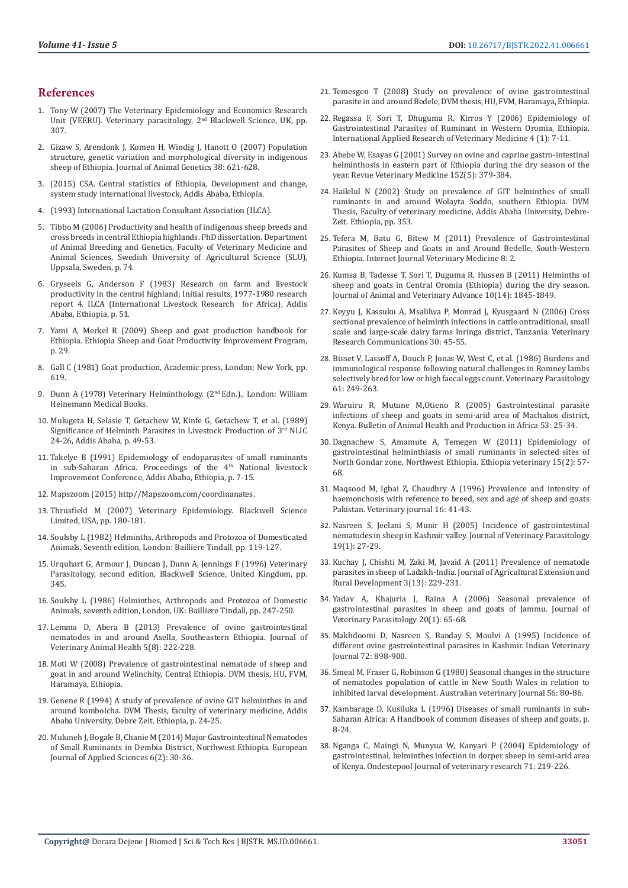## References

1. Tony W (2007) The Veterinary Epidemiology and Economics Research Unit (VEERU). Veterinary parasitology, 2nd Blackwell Science, UK, pp. 307.
2. Gizaw S, Arendonk J, Komen H, Windig J, Hanott O (2007) Population structure, genetic variation and morphological diversity in indigenous sheep of Ethiopia. Journal of Animal Genetics 38: 621-628.
3. (2015) CSA. Central statistics of Ethiopia, Development and change, system study international livestock, Addis Ababa, Ethiopia.
4. (1993) International Lactation Consultant Association (ILCA).
5. Tibbo M (2006) Productivity and health of indigenous sheep breeds and cross breeds in central Ethiopia highlands. PhD dissertation. Department of Animal Breeding and Genetics, Faculty of Veterinary Medicine and Animal Sciences, Swedish University of Agricultural Science (SLU), Uppsala, Sweden, p. 74.
6. Gryseels G, Anderson F (1983) Research on farm and livestock productivity in the central highland; Initial results, 1977-1980 research report 4. ILCA (International Livestock Research for Africa), Addis Ababa, Ethiopia, p. 51.
7. Yami A, Merkel R (2009) Sheep and goat production handbook for Ethiopia. Ethiopia Sheep and Goat Productivity Improvement Program, p. 29.
8. Gall C (1981) Goat production, Academic press, London; New York, pp. 619.
9. Dunn A (1978) Veterinary Helminthology. (2nd Edn.)., London: William Heinemann Medical Books.
10. Mulugeta H, Selasie T, Getachew W, Kinfe G, Getachew T, et al. (1989) Significance of Helminth Parasites in Livestock Production of 3rd NLIC 24-26, Addis Ababa, p. 49-53.
11. Takelye B (1991) Epidemiology of endoparasites of small ruminants in sub-Saharan Africa. Proceedings of the 4th National livestock Improvement Conference, Addis Ababa, Ethiopia, p. 7-15.
12. Mapszoom (2015) http//Mapszoom.com/coordinanates.
13. Thrusfield M (2007) Veterinary Epidemiology. Blackwell Science Limited, USA, pp. 180-181.
14. Soulsby L (1982) Helminths, Arthropods and Protozoa of Domesticated Animals. Seventh edition, London: Bailliere Tindall, pp. 119-127.
15. Urquhart G, Armour J, Duncan J, Dunn A, Jennings F (1996) Veterinary Parasitology, second edition, Blackwell Science, United Kingdom, pp. 345.
16. Soulsby L (1986) Helminthes, Arthropods and Protozoa of Domestic Animals, seventh edition, London, UK: Bailliere Tindall, pp. 247-250.
17. Lemma D, Abera B (2013) Prevalence of ovine gastrointestinal nematodes in and around Asella, Southeastern Ethiopia. Journal of Veterinary Animal Health 5(8): 222-228.
18. Moti W (2008) Prevalence of gastrointestinal nematode of sheep and goat in and around Welinchity, Central Ethiopia. DVM thesis, HU, FVM, Haramaya, Ethiopia.
19. Genene R (1994) A study of prevalence of ovine GIT helminthes in and around kombolcha. DVM Thesis, faculty of veterinary medicine, Addis Ababa University, Debre Zeit. Ethiopia, p. 24-25.
20. Muluneh J, Bogale B, Chanie M (2014) Major Gastrointestinal Nematodes of Small Ruminants in Dembia District, Northwest Ethiopia. European Journal of Applied Sciences 6(2): 30-36.
21. Temesgen T (2008) Study on prevalence of ovine gastrointestinal parasite in and around Bedele, DVM thesis, HU, FVM, Haramaya, Ethiopia.
22. Regassa F, Sori T, Dhuguma R, Kirros Y (2006) Epidemiology of Gastrointestinal Parasites of Ruminant in Western Oromia, Ethiopia. International Applied Research of Veterinary Medicine 4 (1): 7-11.
23. Abebe W, Esayas G (2001) Survey on ovine and caprine gastro-intestinal helminthosis in eastern part of Ethiopia during the dry season of the year. Revue Veterinary Medicine 152(5): 379-384.
24. Hailelul N (2002) Study on prevalence of GIT helminthes of small ruminants in and around Wolayta Soddo, southern Ethiopia. DVM Thesis, Faculty of veterinary medicine, Addis Ababa University, Debre-Zeit. Ethiopia, pp. 353.
25. Tefera M, Batu G, Bitew M (2011) Prevalence of Gastrointestinal Parasites of Sheep and Goats in and Around Bedelle, South-Western Ethiopia. Internet Journal Veterinary Medicine 8: 2.
26. Kumsa B, Tadesse T, Sori T, Duguma R, Hussen B (2011) Helminths of sheep and goats in Central Oromia (Ethiopia) during the dry season. Journal of Animal and Veterinary Advance 10(14): 1845-1849.
27. Keyyu J, Kassuku A, Msalilwa P, Monrad J, Kyusgaard N (2006) Cross sectional prevalence of helminth infections in cattle ontraditional, small scale and large-scale dairy farms Inringa district, Tanzania. Veterinary Research Communications 30: 45-55.
28. Bisset V, Lassoff A, Douch P, Jonas W, West C, et al. (1986) Burdens and immunological response following natural challenges in Romney lambs selectively bred for low or high faecal eggs count. Veterinary Parasitology 61: 249-263.
29. Waruiru R, Mutune M,Otieno R (2005) Gastrointestinal parasite infections of sheep and goats in semi-arid area of Machakos district, Kenya. Bulletin of Animal Health and Production in Africa 53: 25-34.
30. Dagnachew S, Amamute A, Temegen W (2011) Epidemiology of gastrointestinal helminthiasis of small ruminants in selected sites of North Gondar zone, Northwest Ethiopia. Ethiopia veterinary 15(2): 57-68.
31. Maqsood M, Igbai Z, Chaudhry A (1996) Prevalence and intensity of haemonchosis with reference to breed, sex and age of sheep and goats Pakistan. Veterinary journal 16: 41-43.
32. Nasreen S, Jeelani S, Munir H (2005) Incidence of gastrointestinal nematodes in sheep in Kashmir valley. Journal of Veterinary Parasitology 19(1): 27-29.
33. Kuchay J, Chishti M, Zaki M, Javaid A (2011) Prevalence of nematode parasites in sheep of Ladakh-India. Journal of Agricultural Extension and Rural Development 3(13): 229-231.
34. Yadav A, Khajuria J, Raina A (2006) Seasonal prevalence of gastrointestinal parasites in sheep and goats of Jammu. Journal of Veterinary Parasitology 20(1): 65-68.
35. Makhdoomi D, Nasreen S, Banday S, Moulvi A (1995) Incidence of different ovine gastrointestinal parasites in Kashmir. Indian Veterinary Journal 72: 898-900.
36. Smeal M, Fraser G, Robinson G (1980) Seasonal changes in the structure of nematodes population of cattle in New South Wales in relation to inhibited larval development. Australian veterinary Journal 56: 80-86.
37. Kambarage D, Kusiluka L (1996) Diseases of small ruminants in sub-Saharan Africa: A Handbook of common diseases of sheep and goats, p. 8-24.
38. Nganga C, Maingi N, Munyua W, Kanyari P (2004) Epidemiology of gastrointestinal, helminthes infection in dorper sheep in semi-arid area of Kenya. Ondestepool Journal of veterinary research 71: 219-226.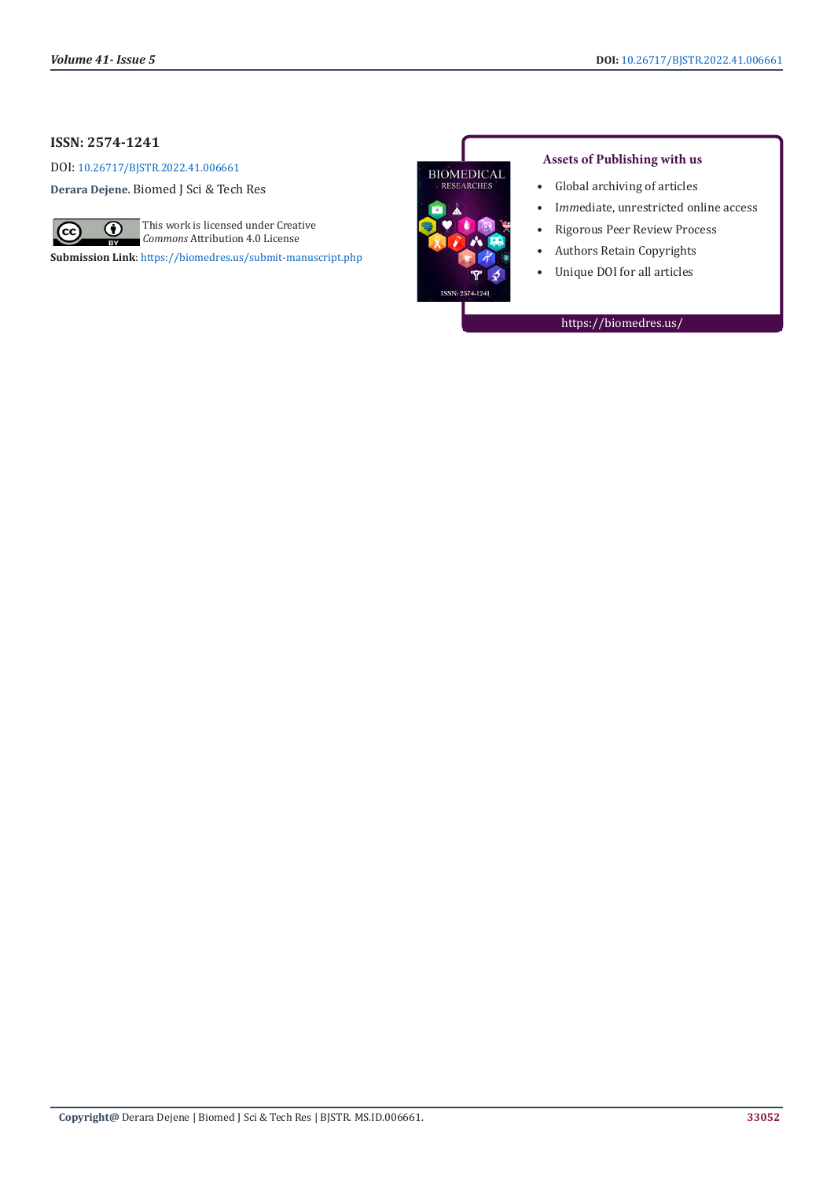**ISSN: 2574-1241**

DOI: 10.26717/BJSTR.2022.41.006661

**Derara Dejene.** Biomed J Sci & Tech Res

This work is licensed under Creative *Commons* Attribution 4.0 License

**Submission Link**: https://biomedres.us/submit-manuscript.php

BIOMEDICAL RESEARCHES

ISSN: 2574-1241

**Assets of Publishing with us**

- Global archiving of articles
- *Imme*diate, unrestricted online access
- Rigorous Peer Review Process
- Authors Retain Copyrights
- Unique DOI for all articles

https://biomedres.us/